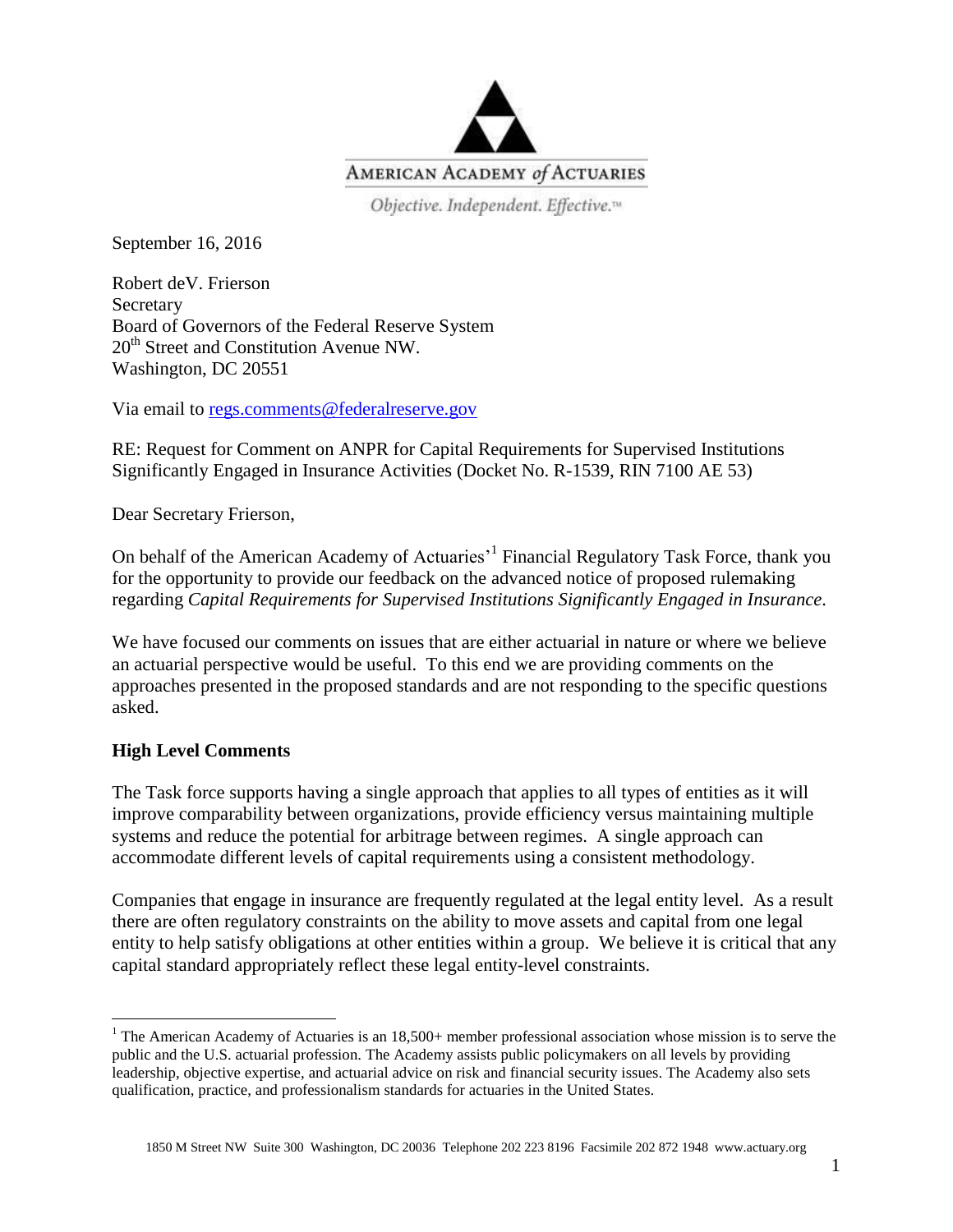AMERICAN ACADEMY *of* ACTUARIES

*Objective. Independent. Effective.™*

September 16, 2016

Robert deV. Frierson
Secretary
Board of Governors of the Federal Reserve System
20th Street and Constitution Avenue NW.
Washington, DC 20551

Via email to regs.comments@federalreserve.gov

RE: Request for Comment on ANPR for Capital Requirements for Supervised Institutions Significantly Engaged in Insurance Activities (Docket No. R-1539, RIN 7100 AE 53)

Dear Secretary Frierson,

On behalf of the American Academy of Actuaries'[1] Financial Regulatory Task Force, thank you for the opportunity to provide our feedback on the advanced notice of proposed rulemaking regarding *Capital Requirements for Supervised Institutions Significantly Engaged in Insurance*.

We have focused our comments on issues that are either actuarial in nature or where we believe an actuarial perspective would be useful. To this end we are providing comments on the approaches presented in the proposed standards and are not responding to the specific questions asked.

**High Level Comments**

The Task force supports having a single approach that applies to all types of entities as it will improve comparability between organizations, provide efficiency versus maintaining multiple systems and reduce the potential for arbitrage between regimes. A single approach can accommodate different levels of capital requirements using a consistent methodology.

Companies that engage in insurance are frequently regulated at the legal entity level. As a result there are often regulatory constraints on the ability to move assets and capital from one legal entity to help satisfy obligations at other entities within a group. We believe it is critical that any capital standard appropriately reflect these legal entity-level constraints.

[1] The American Academy of Actuaries is an 18,500+ member professional association whose mission is to serve the public and the U.S. actuarial profession. The Academy assists public policymakers on all levels by providing leadership, objective expertise, and actuarial advice on risk and financial security issues. The Academy also sets qualification, practice, and professionalism standards for actuaries in the United States.

1850 M Street NW Suite 300 Washington, DC 20036 Telephone 202 223 8196 Facsimile 202 872 1948 www.actuary.org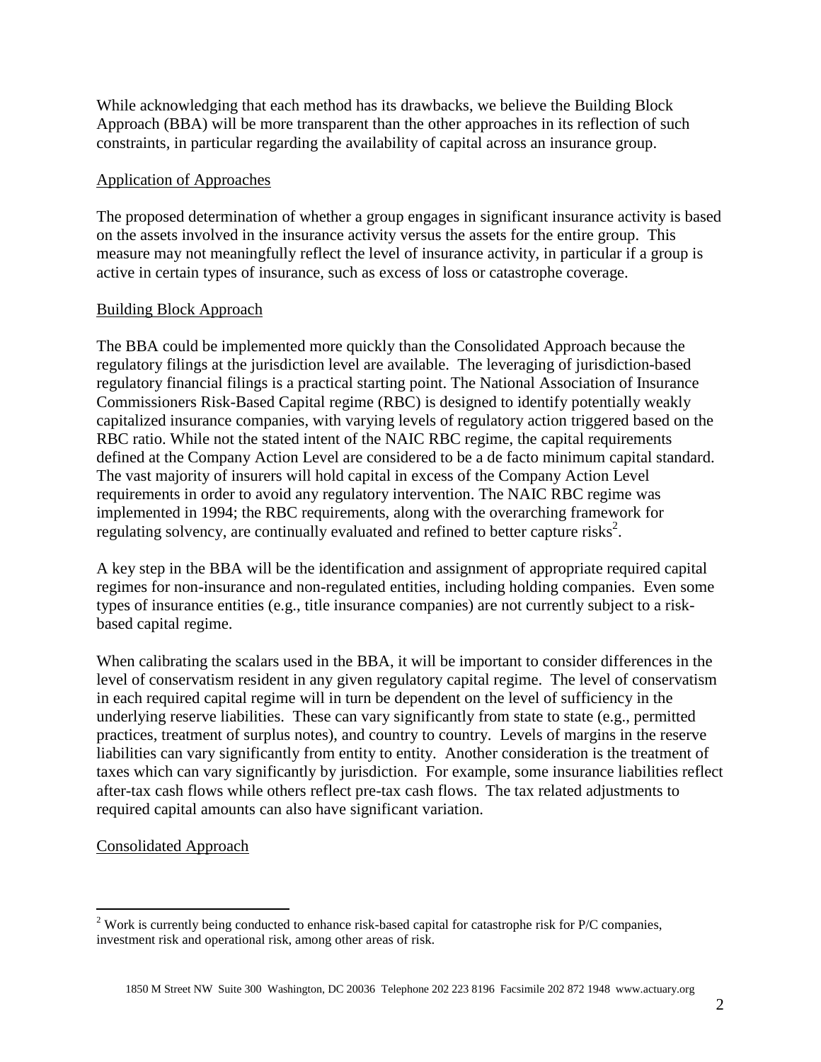While acknowledging that each method has its drawbacks, we believe the Building Block Approach (BBA) will be more transparent than the other approaches in its reflection of such constraints, in particular regarding the availability of capital across an insurance group.

## Application of Approaches

The proposed determination of whether a group engages in significant insurance activity is based on the assets involved in the insurance activity versus the assets for the entire group. This measure may not meaningfully reflect the level of insurance activity, in particular if a group is active in certain types of insurance, such as excess of loss or catastrophe coverage.

## Building Block Approach

The BBA could be implemented more quickly than the Consolidated Approach because the regulatory filings at the jurisdiction level are available. The leveraging of jurisdiction-based regulatory financial filings is a practical starting point. The National Association of Insurance Commissioners Risk-Based Capital regime (RBC) is designed to identify potentially weakly capitalized insurance companies, with varying levels of regulatory action triggered based on the RBC ratio. While not the stated intent of the NAIC RBC regime, the capital requirements defined at the Company Action Level are considered to be a de facto minimum capital standard. The vast majority of insurers will hold capital in excess of the Company Action Level requirements in order to avoid any regulatory intervention. The NAIC RBC regime was implemented in 1994; the RBC requirements, along with the overarching framework for regulating solvency, are continually evaluated and refined to better capture risks[2].

A key step in the BBA will be the identification and assignment of appropriate required capital regimes for non-insurance and non-regulated entities, including holding companies. Even some types of insurance entities (e.g., title insurance companies) are not currently subject to a risk-based capital regime.

When calibrating the scalars used in the BBA, it will be important to consider differences in the level of conservatism resident in any given regulatory capital regime. The level of conservatism in each required capital regime will in turn be dependent on the level of sufficiency in the underlying reserve liabilities. These can vary significantly from state to state (e.g., permitted practices, treatment of surplus notes), and country to country. Levels of margins in the reserve liabilities can vary significantly from entity to entity. Another consideration is the treatment of taxes which can vary significantly by jurisdiction. For example, some insurance liabilities reflect after-tax cash flows while others reflect pre-tax cash flows. The tax related adjustments to required capital amounts can also have significant variation.

## Consolidated Approach

[2] Work is currently being conducted to enhance risk-based capital for catastrophe risk for P/C companies, investment risk and operational risk, among other areas of risk.

1850 M Street NW Suite 300 Washington, DC 20036 Telephone 202 223 8196 Facsimile 202 872 1948 www.actuary.org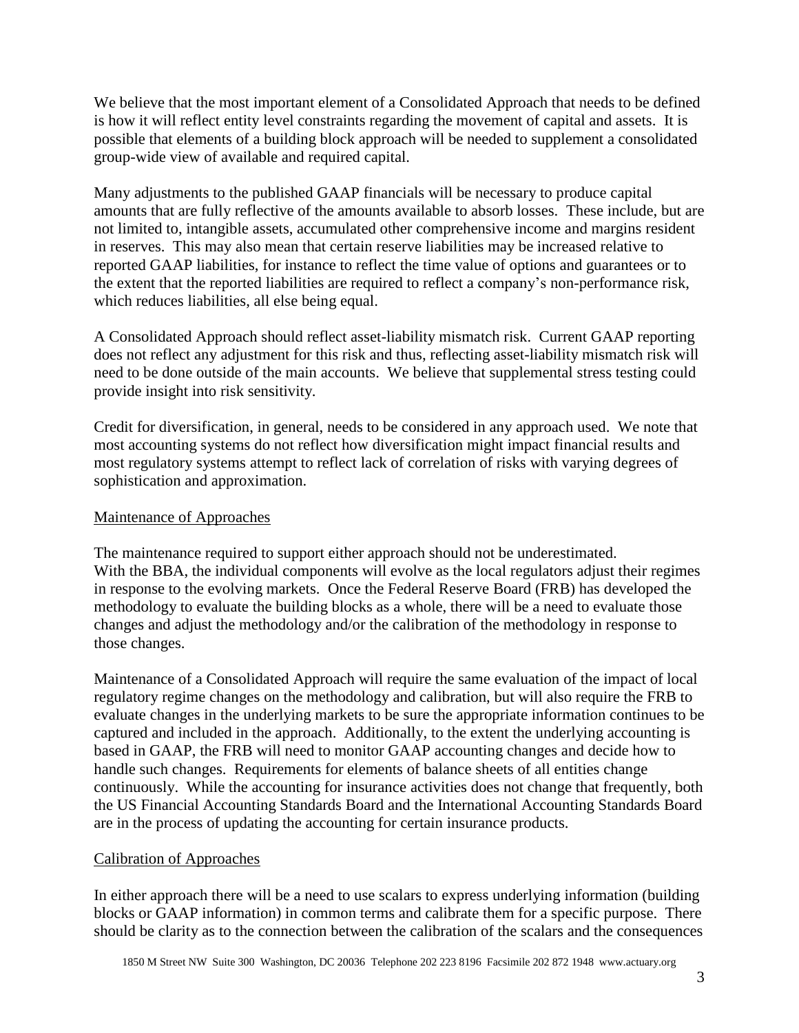We believe that the most important element of a Consolidated Approach that needs to be defined is how it will reflect entity level constraints regarding the movement of capital and assets. It is possible that elements of a building block approach will be needed to supplement a consolidated group-wide view of available and required capital.

Many adjustments to the published GAAP financials will be necessary to produce capital amounts that are fully reflective of the amounts available to absorb losses. These include, but are not limited to, intangible assets, accumulated other comprehensive income and margins resident in reserves. This may also mean that certain reserve liabilities may be increased relative to reported GAAP liabilities, for instance to reflect the time value of options and guarantees or to the extent that the reported liabilities are required to reflect a company's non-performance risk, which reduces liabilities, all else being equal.

A Consolidated Approach should reflect asset-liability mismatch risk. Current GAAP reporting does not reflect any adjustment for this risk and thus, reflecting asset-liability mismatch risk will need to be done outside of the main accounts. We believe that supplemental stress testing could provide insight into risk sensitivity.

Credit for diversification, in general, needs to be considered in any approach used. We note that most accounting systems do not reflect how diversification might impact financial results and most regulatory systems attempt to reflect lack of correlation of risks with varying degrees of sophistication and approximation.

## Maintenance of Approaches

The maintenance required to support either approach should not be underestimated. With the BBA, the individual components will evolve as the local regulators adjust their regimes in response to the evolving markets. Once the Federal Reserve Board (FRB) has developed the methodology to evaluate the building blocks as a whole, there will be a need to evaluate those changes and adjust the methodology and/or the calibration of the methodology in response to those changes.

Maintenance of a Consolidated Approach will require the same evaluation of the impact of local regulatory regime changes on the methodology and calibration, but will also require the FRB to evaluate changes in the underlying markets to be sure the appropriate information continues to be captured and included in the approach. Additionally, to the extent the underlying accounting is based in GAAP, the FRB will need to monitor GAAP accounting changes and decide how to handle such changes. Requirements for elements of balance sheets of all entities change continuously. While the accounting for insurance activities does not change that frequently, both the US Financial Accounting Standards Board and the International Accounting Standards Board are in the process of updating the accounting for certain insurance products.

## Calibration of Approaches

In either approach there will be a need to use scalars to express underlying information (building blocks or GAAP information) in common terms and calibrate them for a specific purpose. There should be clarity as to the connection between the calibration of the scalars and the consequences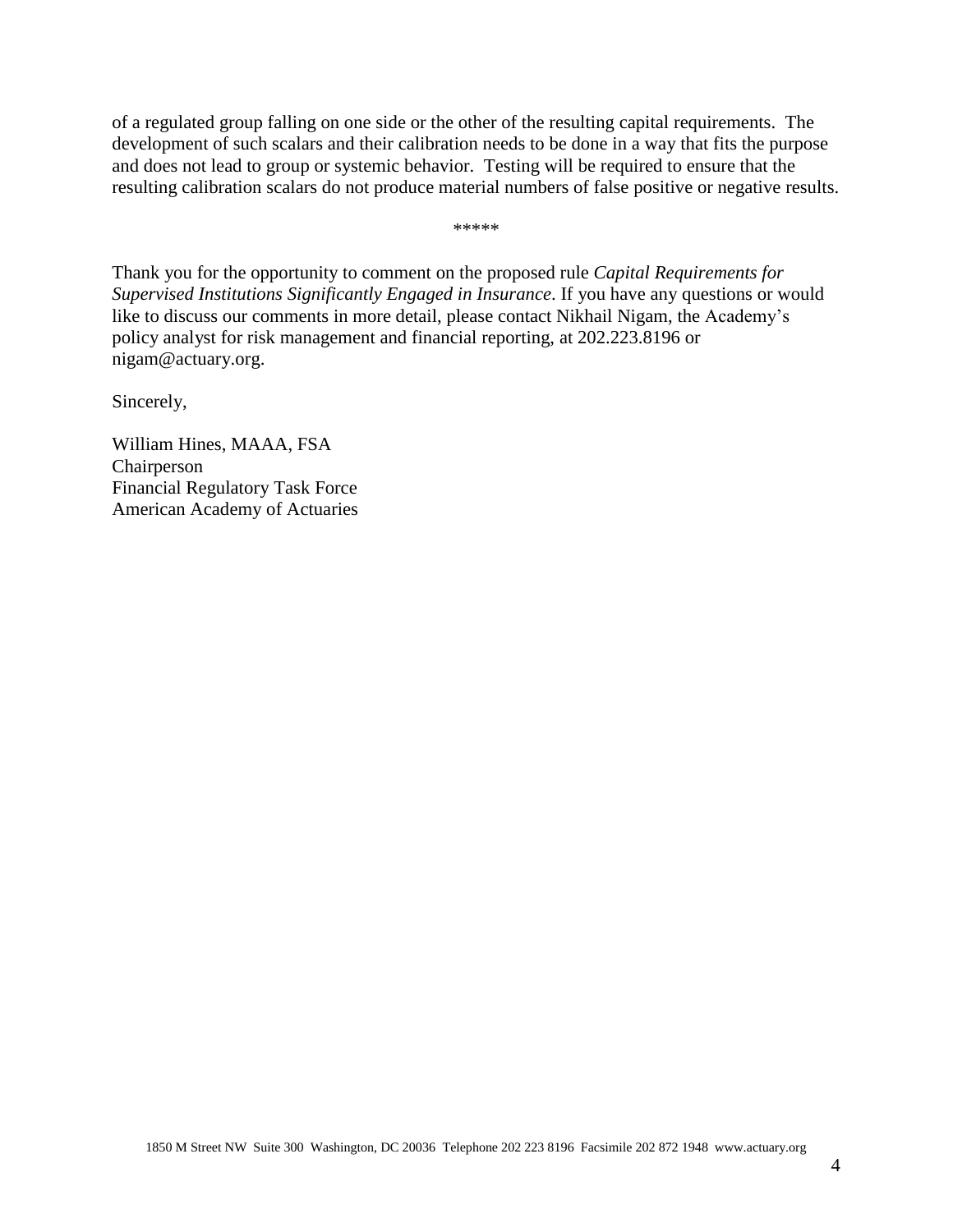of a regulated group falling on one side or the other of the resulting capital requirements. The development of such scalars and their calibration needs to be done in a way that fits the purpose and does not lead to group or systemic behavior. Testing will be required to ensure that the resulting calibration scalars do not produce material numbers of false positive or negative results.

*****

Thank you for the opportunity to comment on the proposed rule *Capital Requirements for Supervised Institutions Significantly Engaged in Insurance*. If you have any questions or would like to discuss our comments in more detail, please contact Nikhail Nigam, the Academy's policy analyst for risk management and financial reporting, at 202.223.8196 or nigam@actuary.org.

Sincerely,

William Hines, MAAA, FSA
Chairperson
Financial Regulatory Task Force
American Academy of Actuaries

1850 M Street NW Suite 300 Washington, DC 20036 Telephone 202 223 8196 Facsimile 202 872 1948 www.actuary.org